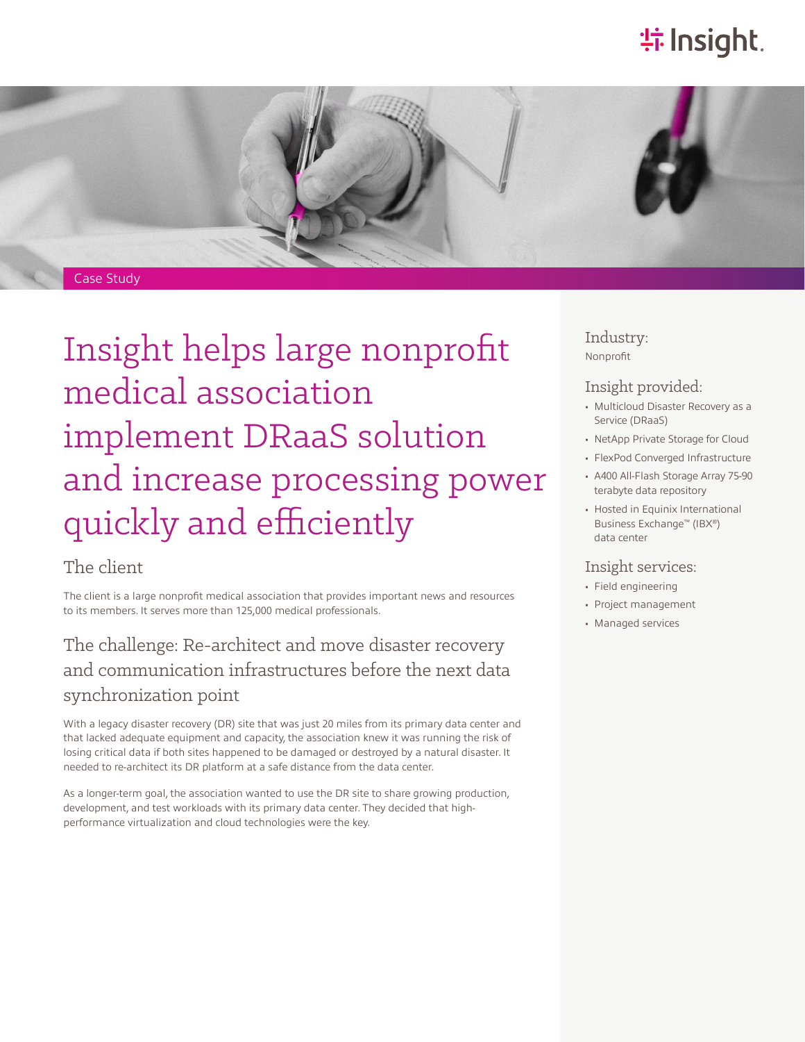Case Study

# Insight helps large nonprofit medical association implement DRaaS solution and increase processing power quickly and efficiently

## The client

The client is a large nonprofit medical association that provides important news and resources to its members. It serves more than 125,000 medical professionals.

## The challenge: Re-architect and move disaster recovery and communication infrastructures before the next data synchronization point

With a legacy disaster recovery (DR) site that was just 20 miles from its primary data center and that lacked adequate equipment and capacity, the association knew it was running the risk of losing critical data if both sites happened to be damaged or destroyed by a natural disaster. It needed to re-architect its DR platform at a safe distance from the data center.

As a longer-term goal, the association wanted to use the DR site to share growing production, development, and test workloads with its primary data center. They decided that high-performance virtualization and cloud technologies were the key.

### Industry:

Nonprofit

### Insight provided:

- Multicloud Disaster Recovery as a Service (DRaaS)
- NetApp Private Storage for Cloud
- FlexPod Converged Infrastructure
- A400 All-Flash Storage Array 75-90 terabyte data repository
- Hosted in Equinix International Business Exchange™ (IBX®) data center

### Insight services:

- Field engineering
- Project management
- Managed services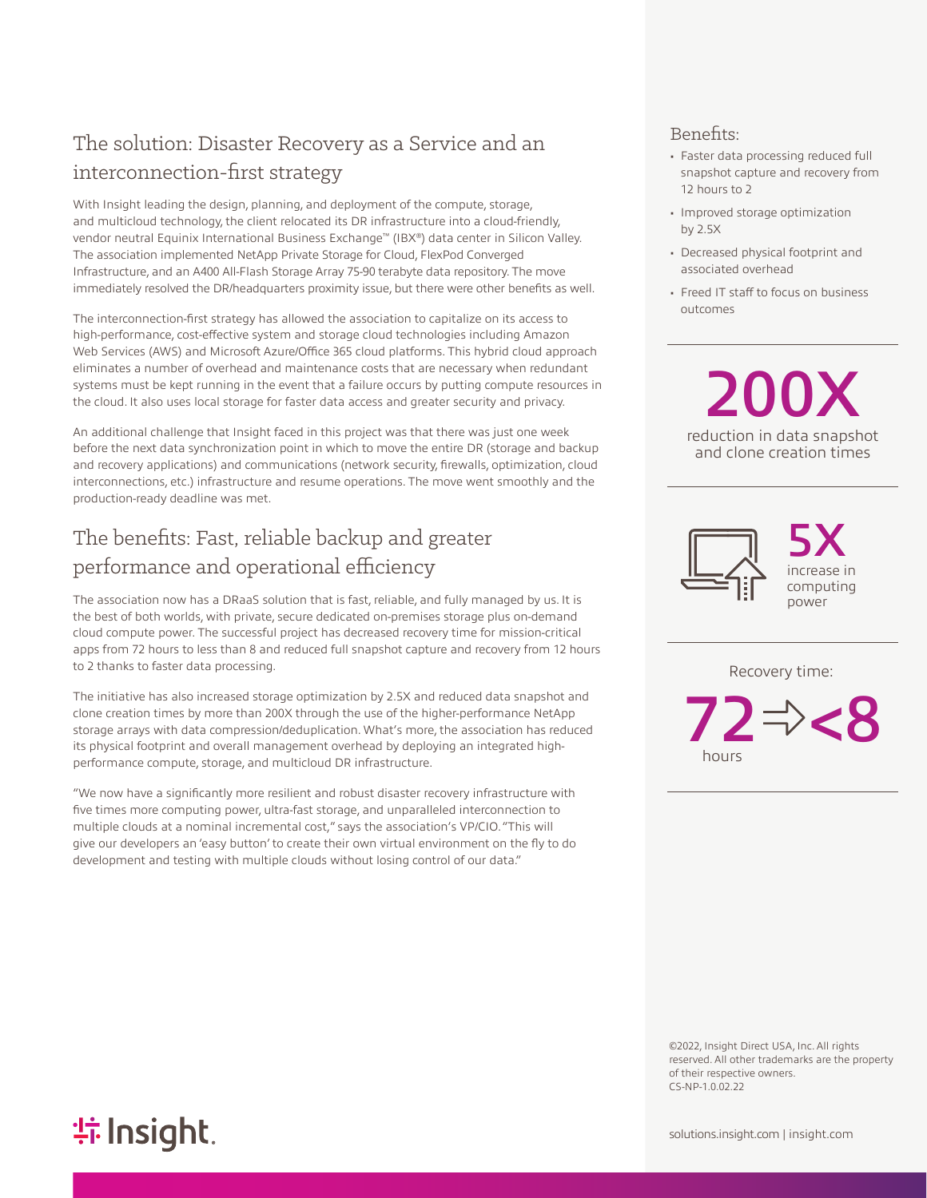## The solution: Disaster Recovery as a Service and an interconnection-first strategy

With Insight leading the design, planning, and deployment of the compute, storage, and multicloud technology, the client relocated its DR infrastructure into a cloud-friendly, vendor neutral Equinix International Business Exchange™ (IBX®) data center in Silicon Valley. The association implemented NetApp Private Storage for Cloud, FlexPod Converged Infrastructure, and an A400 All-Flash Storage Array 75-90 terabyte data repository. The move immediately resolved the DR/headquarters proximity issue, but there were other benefits as well.

The interconnection-first strategy has allowed the association to capitalize on its access to high-performance, cost-effective system and storage cloud technologies including Amazon Web Services (AWS) and Microsoft Azure/Office 365 cloud platforms. This hybrid cloud approach eliminates a number of overhead and maintenance costs that are necessary when redundant systems must be kept running in the event that a failure occurs by putting compute resources in the cloud. It also uses local storage for faster data access and greater security and privacy.

An additional challenge that Insight faced in this project was that there was just one week before the next data synchronization point in which to move the entire DR (storage and backup and recovery applications) and communications (network security, firewalls, optimization, cloud interconnections, etc.) infrastructure and resume operations. The move went smoothly and the production-ready deadline was met.

## The benefits: Fast, reliable backup and greater performance and operational efficiency

The association now has a DRaaS solution that is fast, reliable, and fully managed by us. It is the best of both worlds, with private, secure dedicated on-premises storage plus on-demand cloud compute power. The successful project has decreased recovery time for mission-critical apps from 72 hours to less than 8 and reduced full snapshot capture and recovery from 12 hours to 2 thanks to faster data processing.

The initiative has also increased storage optimization by 2.5X and reduced data snapshot and clone creation times by more than 200X through the use of the higher-performance NetApp storage arrays with data compression/deduplication. What's more, the association has reduced its physical footprint and overall management overhead by deploying an integrated high-performance compute, storage, and multicloud DR infrastructure.

"We now have a significantly more resilient and robust disaster recovery infrastructure with five times more computing power, ultra-fast storage, and unparalleled interconnection to multiple clouds at a nominal incremental cost," says the association's VP/CIO. "This will give our developers an 'easy button' to create their own virtual environment on the fly to do development and testing with multiple clouds without losing control of our data."

### Benefits:

- Faster data processing reduced full snapshot capture and recovery from 12 hours to 2
- Improved storage optimization by 2.5X
- Decreased physical footprint and associated overhead
- Freed IT staff to focus on business outcomes

**200X**
reduction in data snapshot and clone creation times

**5X**
increase in computing power

Recovery time:
**72 ⇒ <8**
hours

©2022, Insight Direct USA, Inc. All rights reserved. All other trademarks are the property of their respective owners.
CS-NP-1.0.02.22

Insight.

solutions.insight.com | insight.com